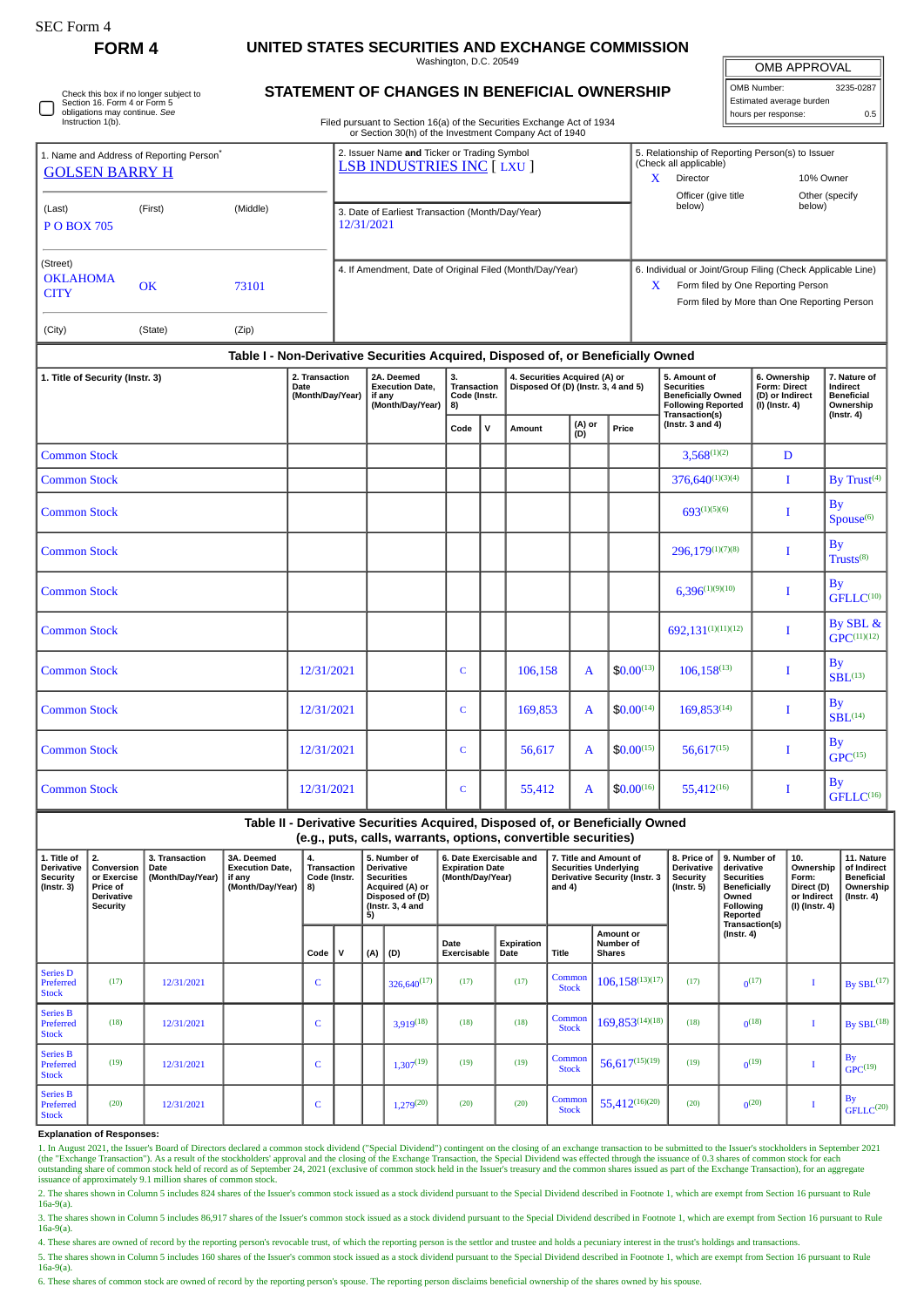SEC Form 4

# FORM 4

## UNITED STATES SECURITIES AND EXCHANGE COMMISSION

Washington, D.C. 20549

## STATEMENT OF CHANGES IN BENEFICIAL OWNERSHIP

Filed pursuant to Section 16(a) of the Securities Exchange Act of 1934 or Section 30(h) of the Investment Company Act of 1940

| OMB APPROVAL | |
|---|---|
| OMB Number: | 3235-0287 |
| Estimated average burden | |
| hours per response: | 0.5 |

☐ Check this box if no longer subject to Section 16. Form 4 or Form 5 obligations may continue. *See* Instruction 1(b).

1. Name and Address of Reporting Person*
GOLSEN BARRY H

| (Last) | (First) | (Middle) |
|---|---|---|
| P O BOX 705 | | |

(Street)

| OKLAHOMA CITY | OK | 73101 |
|---|---|---|
| (City) | (State) | (Zip) |

2. Issuer Name **and** Ticker or Trading Symbol
LSB INDUSTRIES INC [ LXU ]

3. Date of Earliest Transaction (Month/Day/Year)
12/31/2021

4. If Amendment, Date of Original Filed (Month/Day/Year)

5. Relationship of Reporting Person(s) to Issuer (Check all applicable)
X Director
10% Owner
Officer (give title below)
Other (specify below)

6. Individual or Joint/Group Filing (Check Applicable Line)
X Form filed by One Reporting Person
Form filed by More than One Reporting Person

### Table I - Non-Derivative Securities Acquired, Disposed of, or Beneficially Owned

| 1. Title of Security (Instr. 3) | 2. Transaction Date (Month/Day/Year) | 2A. Deemed Execution Date, if any (Month/Day/Year) | 3. Transaction Code (Instr. 8) | | 4. Securities Acquired (A) or Disposed Of (D) (Instr. 3, 4 and 5) | | | 5. Amount of Securities Beneficially Owned Following Reported Transaction(s) (Instr. 3 and 4) | 6. Ownership Form: Direct (D) or Indirect (I) (Instr. 4) | 7. Nature of Indirect Beneficial Ownership (Instr. 4) |
|---|---|---|---|---|---|---|---|---|---|---|
| | | | Code | V | Amount | (A) or (D) | Price | | | |
| Common Stock | | | | | | | | 3,568[(1)(2)] | D | |
| Common Stock | | | | | | | | 376,640[(1)(3)(4)] | I | By Trust[(4)] |
| Common Stock | | | | | | | | 693[(1)(5)(6)] | I | By Spouse[(6)] |
| Common Stock | | | | | | | | 296,179[(1)(7)(8)] | I | By Trusts[(8)] |
| Common Stock | | | | | | | | 6,396[(1)(9)(10)] | I | By GFLLC[(10)] |
| Common Stock | | | | | | | | 692,131[(1)(11)(12)] | I | By SBL & GPC[(11)(12)] |
| Common Stock | 12/31/2021 | | C | | 106,158 | A | $0.00[(13)] | 106,158[(13)] | I | By SBL[(13)] |
| Common Stock | 12/31/2021 | | C | | 169,853 | A | $0.00[(14)] | 169,853[(14)] | I | By SBL[(14)] |
| Common Stock | 12/31/2021 | | C | | 56,617 | A | $0.00[(15)] | 56,617[(15)] | I | By GPC[(15)] |
| Common Stock | 12/31/2021 | | C | | 55,412 | A | $0.00[(16)] | 55,412[(16)] | I | By GFLLC[(16)] |

### Table II - Derivative Securities Acquired, Disposed of, or Beneficially Owned (e.g., puts, calls, warrants, options, convertible securities)

| 1. Title of Derivative Security (Instr. 3) | 2. Conversion or Exercise Price of Derivative Security | 3. Transaction Date (Month/Day/Year) | 3A. Deemed Execution Date, if any (Month/Day/Year) | 4. Transaction Code (Instr. 8) | | 5. Number of Derivative Securities Acquired (A) or Disposed of (D) (Instr. 3, 4 and 5) | | 6. Date Exercisable and Expiration Date (Month/Day/Year) | | 7. Title and Amount of Securities Underlying Derivative Security (Instr. 3 and 4) | | 8. Price of Derivative Security (Instr. 5) | 9. Number of derivative Securities Beneficially Owned Following Reported Transaction(s) (Instr. 4) | 10. Ownership Form: Direct (D) or Indirect (I) (Instr. 4) | 11. Nature of Indirect Beneficial Ownership (Instr. 4) |
|---|---|---|---|---|---|---|---|---|---|---|---|---|---|---|---|
| | | | | Code | V | (A) | (D) | Date Exercisable | Expiration Date | Title | Amount or Number of Shares | | | | |
| Series D Preferred Stock | (17) | 12/31/2021 | | C | | | 326,640[(17)] | (17) | (17) | Common Stock | 106,158[(13)(17)] | (17) | 0[(17)] | I | By SBL[(17)] |
| Series B Preferred Stock | (18) | 12/31/2021 | | C | | | 3,919[(18)] | (18) | (18) | Common Stock | 169,853[(14)(18)] | (18) | 0[(18)] | I | By SBL[(18)] |
| Series B Preferred Stock | (19) | 12/31/2021 | | C | | | 1,307[(19)] | (19) | (19) | Common Stock | 56,617[(15)(19)] | (19) | 0[(19)] | I | By GPC[(19)] |
| Series B Preferred Stock | (20) | 12/31/2021 | | C | | | 1,279[(20)] | (20) | (20) | Common Stock | 55,412[(16)(20)] | (20) | 0[(20)] | I | By GFLLC[(20)] |

**Explanation of Responses:**

1. In August 2021, the Issuer's Board of Directors declared a common stock dividend ("Special Dividend") contingent on the closing of an exchange transaction to be submitted to the Issuer's stockholders in September 2021 (the "Exchange Transaction"). As a result of the stockholders' approval and the closing of the Exchange Transaction, the Special Dividend was effected through the issuance of 0.3 shares of common stock for each outstanding share of common stock held of record as of September 24, 2021 (exclusive of common stock held in the Issuer's treasury and the common shares issued as part of the Exchange Transaction), for an aggregate issuance of approximately 9.1 million shares of common stock.

2. The shares shown in Column 5 includes 824 shares of the Issuer's common stock issued as a stock dividend pursuant to the Special Dividend described in Footnote 1, which are exempt from Section 16 pursuant to Rule 16a-9(a).

3. The shares shown in Column 5 includes 86,917 shares of the Issuer's common stock issued as a stock dividend pursuant to the Special Dividend described in Footnote 1, which are exempt from Section 16 pursuant to Rule 16a-9(a).

4. These shares are owned of record by the reporting person's revocable trust, of which the reporting person is the settlor and trustee and holds a pecuniary interest in the trust's holdings and transactions.

5. The shares shown in Column 5 includes 160 shares of the Issuer's common stock issued as a stock dividend pursuant to the Special Dividend described in Footnote 1, which are exempt from Section 16 pursuant to Rule 16a-9(a).

6. These shares of common stock are owned of record by the reporting person's spouse. The reporting person disclaims beneficial ownership of the shares owned by his spouse.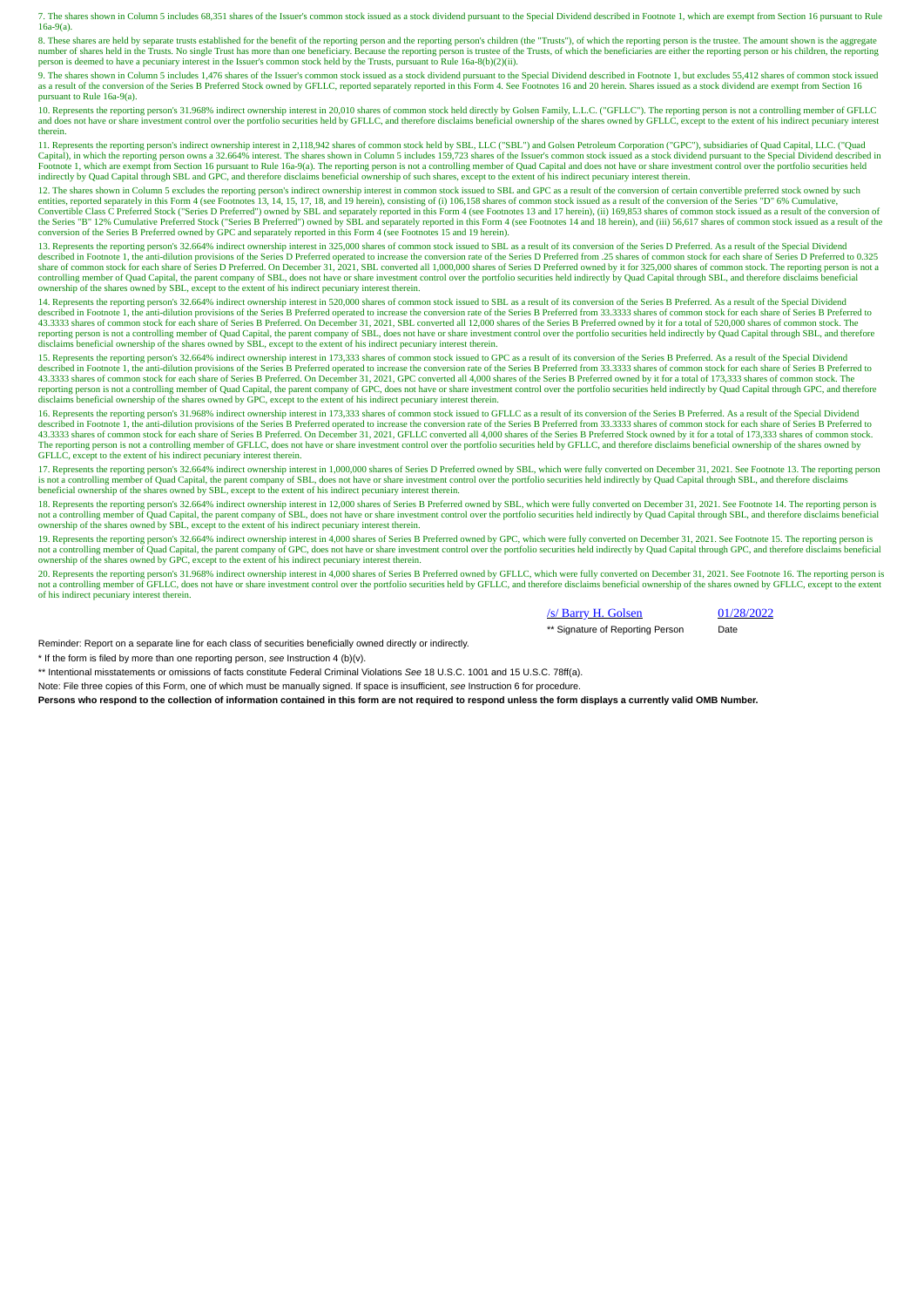7. The shares shown in Column 5 includes 68,351 shares of the Issuer's common stock issued as a stock dividend pursuant to the Special Dividend described in Footnote 1, which are exempt from Section 16 pursuant to Rule 16a-9(a).

8. These shares are held by separate trusts established for the benefit of the reporting person and the reporting person's children (the "Trusts"), of which the reporting person is the trustee. The amount shown is the aggregate number of shares held in the Trusts. No single Trust has more than one beneficiary. Because the reporting person is trustee of the Trusts, of which the beneficiaries are either the reporting person or his children, the reporting person is deemed to have a pecuniary interest in the Issuer's common stock held by the Trusts, pursuant to Rule 16a-8(b)(2)(ii).

9. The shares shown in Column 5 includes 1,476 shares of the Issuer's common stock issued as a stock dividend pursuant to the Special Dividend described in Footnote 1, but excludes 55,412 shares of common stock issued as a result of the conversion of the Series B Preferred Stock owned by GFLLC, reported separately reported in this Form 4. See Footnotes 16 and 20 herein. Shares issued as a stock dividend are exempt from Section 16 pursuant to Rule 16a-9(a).

10. Represents the reporting person's 31.968% indirect ownership interest in 20,010 shares of common stock held directly by Golsen Family, L.L.C. ("GFLLC"). The reporting person is not a controlling member of GFLLC and does not have or share investment control over the portfolio securities held by GFLLC, and therefore disclaims beneficial ownership of the shares owned by GFLLC, except to the extent of his indirect pecuniary interest therein.

11. Represents the reporting person's indirect ownership interest in 2,118,942 shares of common stock held by SBL, LLC ("SBL") and Golsen Petroleum Corporation ("GPC"), subsidiaries of Quad Capital, LLC. ("Quad Capital), in which the reporting person owns a 32.664% interest. The shares shown in Column 5 includes 159,723 shares of the Issuer's common stock issued as a stock dividend pursuant to the Special Dividend described in Footnote 1, which are exempt from Section 16 pursuant to Rule 16a-9(a). The reporting person is not a controlling member of Quad Capital and does not have or share investment control over the portfolio securities held indirectly by Quad Capital through SBL and GPC, and therefore disclaims beneficial ownership of such shares, except to the extent of his indirect pecuniary interest therein.

12. The shares shown in Column 5 excludes the reporting person's indirect ownership interest in common stock issued to SBL and GPC as a result of the conversion of certain convertible preferred stock owned by such entities, reported separately in this Form 4 (see Footnotes 13, 14, 15, 17, 18, and 19 herein), consisting of (i) 106,158 shares of common stock issued as a result of the conversion of the Series "D" 6% Cumulative, Convertible Class C Preferred Stock ("Series D Preferred") owned by SBL and separately reported in this Form 4 (see Footnotes 13 and 17 herein), (ii) 169,853 shares of common stock issued as a result of the conversion of the Series "B" 12% Cumulative Preferred Stock ("Series B Preferred") owned by SBL and separately reported in this Form 4 (see Footnotes 14 and 18 herein), and (iii) 56,617 shares of common stock issued as a result of the conversion of the Series B Preferred owned by GPC and separately reported in this Form 4 (see Footnotes 15 and 19 herein).

13. Represents the reporting person's 32.664% indirect ownership interest in 325,000 shares of common stock issued to SBL as a result of its conversion of the Series D Preferred. As a result of the Special Dividend described in Footnote 1, the anti-dilution provisions of the Series D Preferred operated to increase the conversion rate of the Series D Preferred from .25 shares of common stock for each share of Series D Preferred to 0.325 share of common stock for each share of Series D Preferred. On December 31, 2021, SBL converted all 1,000,000 shares of Series D Preferred owned by it for 325,000 shares of common stock. The reporting person is not a controlling member of Quad Capital, the parent company of SBL, does not have or share investment control over the portfolio securities held indirectly by Quad Capital through SBL, and therefore disclaims beneficial ownership of the shares owned by SBL, except to the extent of his indirect pecuniary interest therein.

14. Represents the reporting person's 32.664% indirect ownership interest in 520,000 shares of common stock issued to SBL as a result of its conversion of the Series B Preferred. As a result of the Special Dividend described in Footnote 1, the anti-dilution provisions of the Series B Preferred operated to increase the conversion rate of the Series B Preferred from 33.3333 shares of common stock for each share of Series B Preferred to 43.3333 shares of common stock for each share of Series B Preferred. On December 31, 2021, SBL converted all 12,000 shares of the Series B Preferred owned by it for a total of 520,000 shares of common stock. The reporting person is not a controlling member of Quad Capital, the parent company of SBL, does not have or share investment control over the portfolio securities held indirectly by Quad Capital through SBL, and therefore disclaims beneficial ownership of the shares owned by SBL, except to the extent of his indirect pecuniary interest therein.

15. Represents the reporting person's 32.664% indirect ownership interest in 173,333 shares of common stock issued to GPC as a result of its conversion of the Series B Preferred. As a result of the Special Dividend described in Footnote 1, the anti-dilution provisions of the Series B Preferred operated to increase the conversion rate of the Series B Preferred from 33.3333 shares of common stock for each share of Series B Preferred to 43.3333 shares of common stock for each share of Series B Preferred. On December 31, 2021, GPC converted all 4,000 shares of the Series B Preferred owned by it for a total of 173,333 shares of common stock. The reporting person is not a controlling member of Quad Capital, the parent company of GPC, does not have or share investment control over the portfolio securities held indirectly by Quad Capital through GPC, and therefore disclaims beneficial ownership of the shares owned by GPC, except to the extent of his indirect pecuniary interest therein.

16. Represents the reporting person's 31.968% indirect ownership interest in 173,333 shares of common stock issued to GFLLC as a result of its conversion of the Series B Preferred. As a result of the Special Dividend described in Footnote 1, the anti-dilution provisions of the Series B Preferred operated to increase the conversion rate of the Series B Preferred from 33.3333 shares of common stock for each share of Series B Preferred to 43.3333 shares of common stock for each share of Series B Preferred. On December 31, 2021, GFLLC converted all 4,000 shares of the Series B Preferred Stock owned by it for a total of 173,333 shares of common stock. The reporting person is not a controlling member of GFLLC, does not have or share investment control over the portfolio securities held by GFLLC, and therefore disclaims beneficial ownership of the shares owned by GFLLC, except to the extent of his indirect pecuniary interest therein.

17. Represents the reporting person's 32.664% indirect ownership interest in 1,000,000 shares of Series D Preferred owned by SBL, which were fully converted on December 31, 2021. See Footnote 13. The reporting person is not a controlling member of Quad Capital, the parent company of SBL, does not have or share investment control over the portfolio securities held indirectly by Quad Capital through SBL, and therefore disclaims beneficial ownership of the shares owned by SBL, except to the extent of his indirect pecuniary interest therein.

18. Represents the reporting person's 32.664% indirect ownership interest in 12,000 shares of Series B Preferred owned by SBL, which were fully converted on December 31, 2021. See Footnote 14. The reporting person is not a controlling member of Quad Capital, the parent company of SBL, does not have or share investment control over the portfolio securities held indirectly by Quad Capital through SBL, and therefore disclaims beneficial ownership of the shares owned by SBL, except to the extent of his indirect pecuniary interest therein.

19. Represents the reporting person's 32.664% indirect ownership interest in 4,000 shares of Series B Preferred owned by GPC, which were fully converted on December 31, 2021. See Footnote 15. The reporting person is not a controlling member of Quad Capital, the parent company of GPC, does not have or share investment control over the portfolio securities held indirectly by Quad Capital through GPC, and therefore disclaims beneficial ownership of the shares owned by GPC, except to the extent of his indirect pecuniary interest therein.

20. Represents the reporting person's 31.968% indirect ownership interest in 4,000 shares of Series B Preferred owned by GFLLC, which were fully converted on December 31, 2021. See Footnote 16. The reporting person is not a controlling member of GFLLC, does not have or share investment control over the portfolio securities held by GFLLC, and therefore disclaims beneficial ownership of the shares owned by GFLLC, except to the extent of his indirect pecuniary interest therein.

| | |
|---|---|
| /s/ Barry H. Golsen | 01/28/2022 |
| ** Signature of Reporting Person | Date |

Reminder: Report on a separate line for each class of securities beneficially owned directly or indirectly.

* If the form is filed by more than one reporting person, *see* Instruction 4 (b)(v).

** Intentional misstatements or omissions of facts constitute Federal Criminal Violations *See* 18 U.S.C. 1001 and 15 U.S.C. 78ff(a).

Note: File three copies of this Form, one of which must be manually signed. If space is insufficient, *see* Instruction 6 for procedure.

**Persons who respond to the collection of information contained in this form are not required to respond unless the form displays a currently valid OMB Number.**